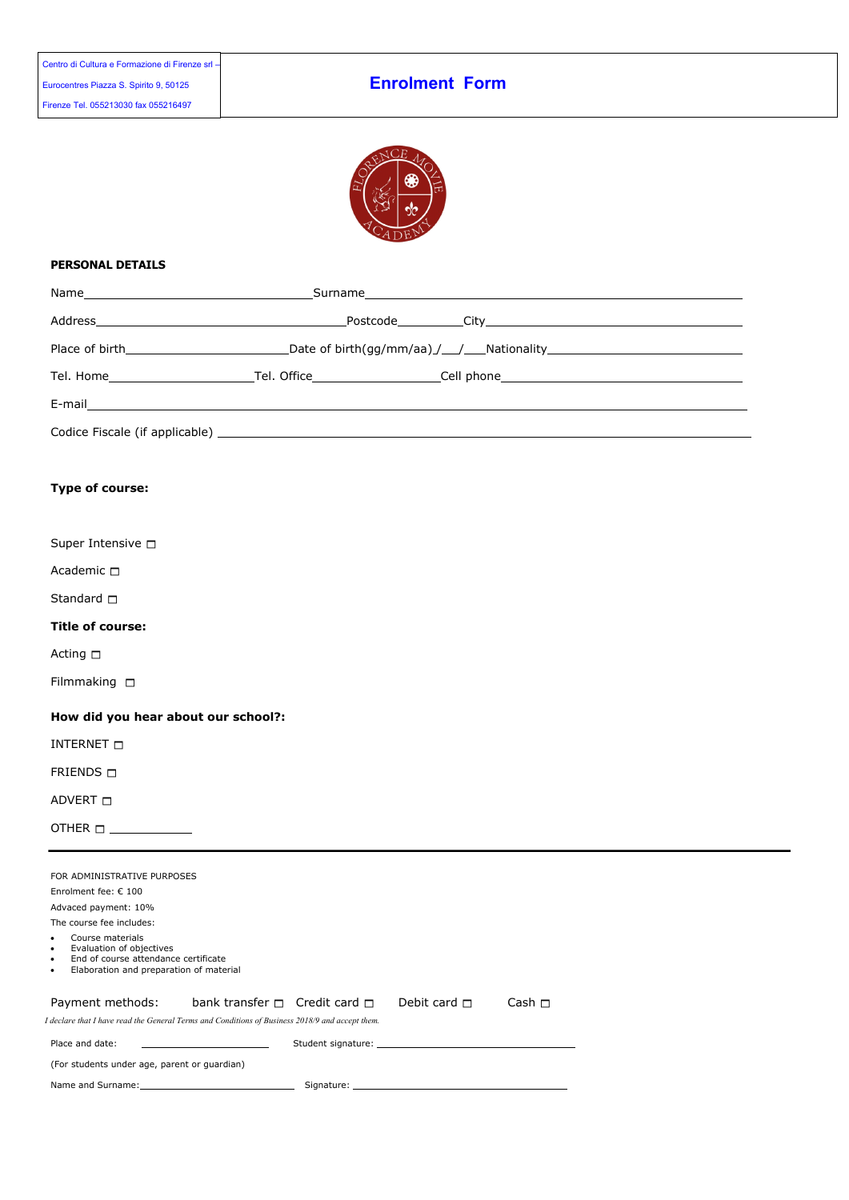Centro di Cultura e Formazione di Firenze srl –
Eurocentres Piazza S. Spirito 9, 50125
Firenze Tel. 055213030 fax 055216497

# Enrolment Form

## PERSONAL DETAILS

Name\_\_\_\_\_\_\_\_\_\_\_\_\_\_\_\_\_\_\_\_\_\_\_\_\_\_\_\_\_\_Surname\_\_\_\_\_\_\_\_\_\_\_\_\_\_\_\_\_\_\_\_\_\_\_\_\_\_\_\_\_\_\_\_\_\_\_\_\_\_\_\_\_\_\_\_

Address\_\_\_\_\_\_\_\_\_\_\_\_\_\_\_\_\_\_\_\_\_\_\_\_\_\_\_\_\_\_\_\_\_\_Postcode\_\_\_\_\_\_\_\_\_City\_\_\_\_\_\_\_\_\_\_\_\_\_\_\_\_\_\_\_\_\_\_\_\_\_\_\_\_\_\_\_\_\_\_

Place of birth\_\_\_\_\_\_\_\_\_\_\_\_\_\_\_\_\_\_\_\_\_\_Date of birth(gg/mm/aa)\_/\_\_/\_\_\_Nationality\_\_\_\_\_\_\_\_\_\_\_\_\_\_\_\_\_\_\_\_\_\_\_\_\_\_

Tel. Home\_\_\_\_\_\_\_\_\_\_\_\_\_\_\_\_\_\_\_\_Tel. Office\_\_\_\_\_\_\_\_\_\_\_\_\_\_\_\_\_\_Cell phone\_\_\_\_\_\_\_\_\_\_\_\_\_\_\_\_\_\_\_\_\_\_\_\_\_\_\_\_\_\_\_\_\_

E-mail\_\_\_\_\_\_\_\_\_\_\_\_\_\_\_\_\_\_\_\_\_\_\_\_\_\_\_\_\_\_\_\_\_\_\_\_\_\_\_\_\_\_\_\_\_\_\_\_\_\_\_\_\_\_\_\_\_\_\_\_\_\_\_\_\_\_\_\_\_\_\_\_\_\_\_\_\_\_\_\_\_\_\_\_\_\_\_

Codice Fiscale (if applicable) \_\_\_\_\_\_\_\_\_\_\_\_\_\_\_\_\_\_\_\_\_\_\_\_\_\_\_\_\_\_\_\_\_\_\_\_\_\_\_\_\_\_\_\_\_\_\_\_\_\_\_\_\_\_\_\_\_\_\_\_\_\_\_\_\_\_\_\_\_\_\_\_\_\_

**Type of course:**

Super Intensive ☐

Academic ☐

Standard ☐

**Title of course:**

Acting ☐

Filmmaking ☐

**How did you hear about our school?:**

INTERNET ☐

FRIENDS ☐

ADVERT ☐

OTHER ☐ \_\_\_\_\_\_\_\_\_\_\_\_

---

FOR ADMINISTRATIVE PURPOSES

Enrolment fee: € 100

Advaced payment: 10%

The course fee includes:

- Course materials
- Evaluation of objectives
- End of course attendance certificate
- Elaboration and preparation of material

Payment methods: bank transfer ☐ Credit card ☐ Debit card ☐ Cash ☐

*I declare that I have read the General Terms and Conditions of Business 2018/9 and accept them.*

Place and date: \_\_\_\_\_\_\_\_\_\_\_\_\_\_\_\_\_\_\_\_ Student signature: \_\_\_\_\_\_\_\_\_\_\_\_\_\_\_\_\_\_\_\_\_\_\_\_\_\_\_\_\_\_\_

(For students under age, parent or guardian)

Name and Surname:\_\_\_\_\_\_\_\_\_\_\_\_\_\_\_\_\_\_\_\_\_\_\_\_ Signature: \_\_\_\_\_\_\_\_\_\_\_\_\_\_\_\_\_\_\_\_\_\_\_\_\_\_\_\_\_\_\_\_\_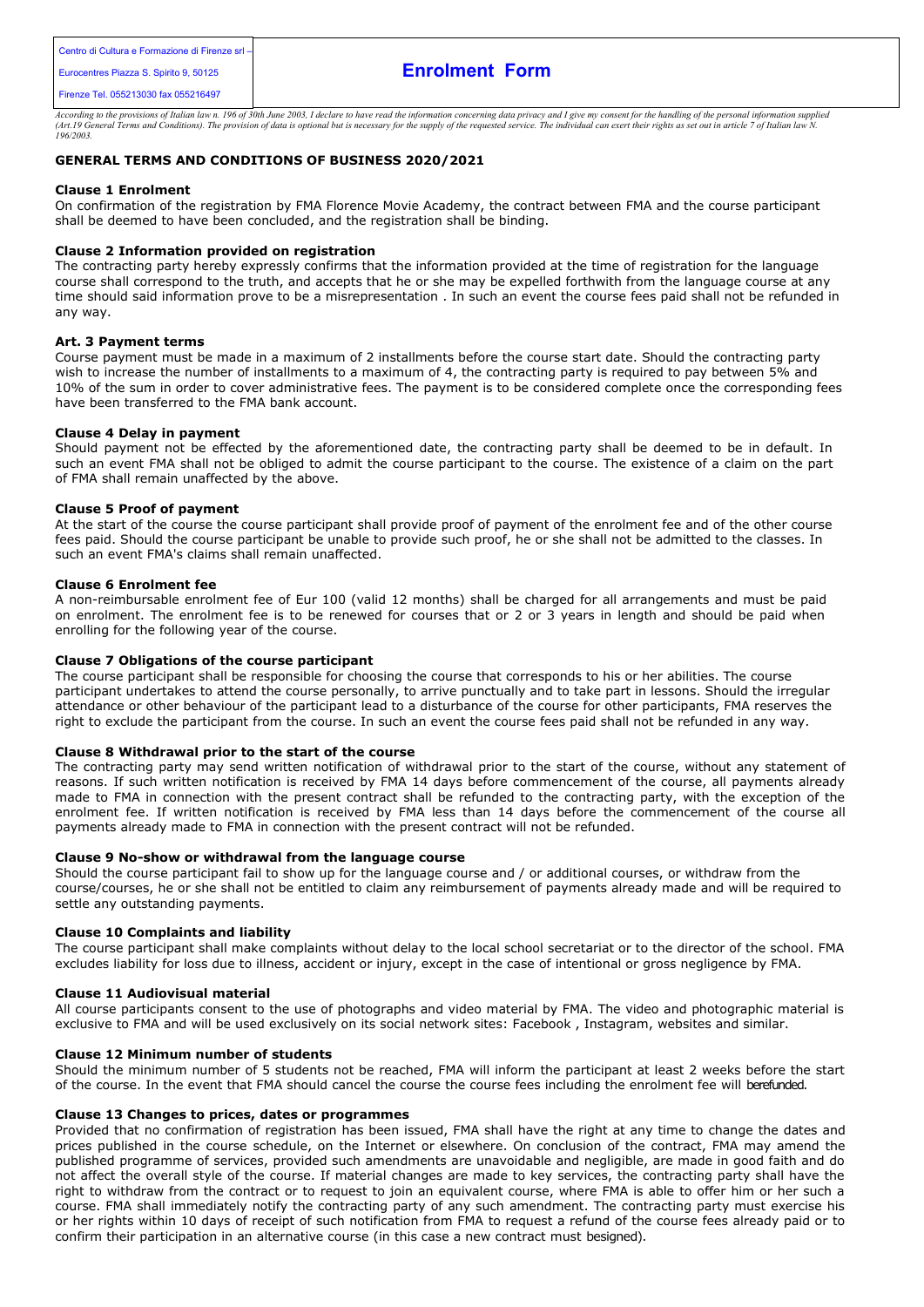Centro di Cultura e Formazione di Firenze srl –

Eurocentres Piazza S. Spirito 9, 50125

Firenze Tel. 055213030 fax 055216497

# Enrolment Form

*According to the provisions of Italian law n. 196 of 30th June 2003, I declare to have read the information concerning data privacy and I give my consent for the handling of the personal information supplied (Art.19 General Terms and Conditions). The provision of data is optional but is necessary for the supply of the requested service. The individual can exert their rights as set out in article 7 of Italian law N. 196/2003.*

## GENERAL TERMS AND CONDITIONS OF BUSINESS 2020/2021

### Clause 1 Enrolment

On confirmation of the registration by FMA Florence Movie Academy, the contract between FMA and the course participant shall be deemed to have been concluded, and the registration shall be binding.

### Clause 2 Information provided on registration

The contracting party hereby expressly confirms that the information provided at the time of registration for the language course shall correspond to the truth, and accepts that he or she may be expelled forthwith from the language course at any time should said information prove to be a misrepresentation . In such an event the course fees paid shall not be refunded in any way.

### Art. 3 Payment terms

Course payment must be made in a maximum of 2 installments before the course start date. Should the contracting party wish to increase the number of installments to a maximum of 4, the contracting party is required to pay between 5% and 10% of the sum in order to cover administrative fees. The payment is to be considered complete once the corresponding fees have been transferred to the FMA bank account.

### Clause 4 Delay in payment

Should payment not be effected by the aforementioned date, the contracting party shall be deemed to be in default. In such an event FMA shall not be obliged to admit the course participant to the course. The existence of a claim on the part of FMA shall remain unaffected by the above.

### Clause 5 Proof of payment

At the start of the course the course participant shall provide proof of payment of the enrolment fee and of the other course fees paid. Should the course participant be unable to provide such proof, he or she shall not be admitted to the classes. In such an event FMA's claims shall remain unaffected.

### Clause 6 Enrolment fee

A non-reimbursable enrolment fee of Eur 100 (valid 12 months) shall be charged for all arrangements and must be paid on enrolment. The enrolment fee is to be renewed for courses that or 2 or 3 years in length and should be paid when enrolling for the following year of the course.

### Clause 7 Obligations of the course participant

The course participant shall be responsible for choosing the course that corresponds to his or her abilities. The course participant undertakes to attend the course personally, to arrive punctually and to take part in lessons. Should the irregular attendance or other behaviour of the participant lead to a disturbance of the course for other participants, FMA reserves the right to exclude the participant from the course. In such an event the course fees paid shall not be refunded in any way.

### Clause 8 Withdrawal prior to the start of the course

The contracting party may send written notification of withdrawal prior to the start of the course, without any statement of reasons. If such written notification is received by FMA 14 days before commencement of the course, all payments already made to FMA in connection with the present contract shall be refunded to the contracting party, with the exception of the enrolment fee. If written notification is received by FMA less than 14 days before the commencement of the course all payments already made to FMA in connection with the present contract will not be refunded.

### Clause 9 No-show or withdrawal from the language course

Should the course participant fail to show up for the language course and / or additional courses, or withdraw from the course/courses, he or she shall not be entitled to claim any reimbursement of payments already made and will be required to settle any outstanding payments.

### Clause 10 Complaints and liability

The course participant shall make complaints without delay to the local school secretariat or to the director of the school. FMA excludes liability for loss due to illness, accident or injury, except in the case of intentional or gross negligence by FMA.

### Clause 11 Audiovisual material

All course participants consent to the use of photographs and video material by FMA. The video and photographic material is exclusive to FMA and will be used exclusively on its social network sites: Facebook , Instagram, websites and similar.

### Clause 12 Minimum number of students

Should the minimum number of 5 students not be reached, FMA will inform the participant at least 2 weeks before the start of the course. In the event that FMA should cancel the course the course fees including the enrolment fee will berefunded.

### Clause 13 Changes to prices, dates or programmes

Provided that no confirmation of registration has been issued, FMA shall have the right at any time to change the dates and prices published in the course schedule, on the Internet or elsewhere. On conclusion of the contract, FMA may amend the published programme of services, provided such amendments are unavoidable and negligible, are made in good faith and do not affect the overall style of the course. If material changes are made to key services, the contracting party shall have the right to withdraw from the contract or to request to join an equivalent course, where FMA is able to offer him or her such a course. FMA shall immediately notify the contracting party of any such amendment. The contracting party must exercise his or her rights within 10 days of receipt of such notification from FMA to request a refund of the course fees already paid or to confirm their participation in an alternative course (in this case a new contract must besigned).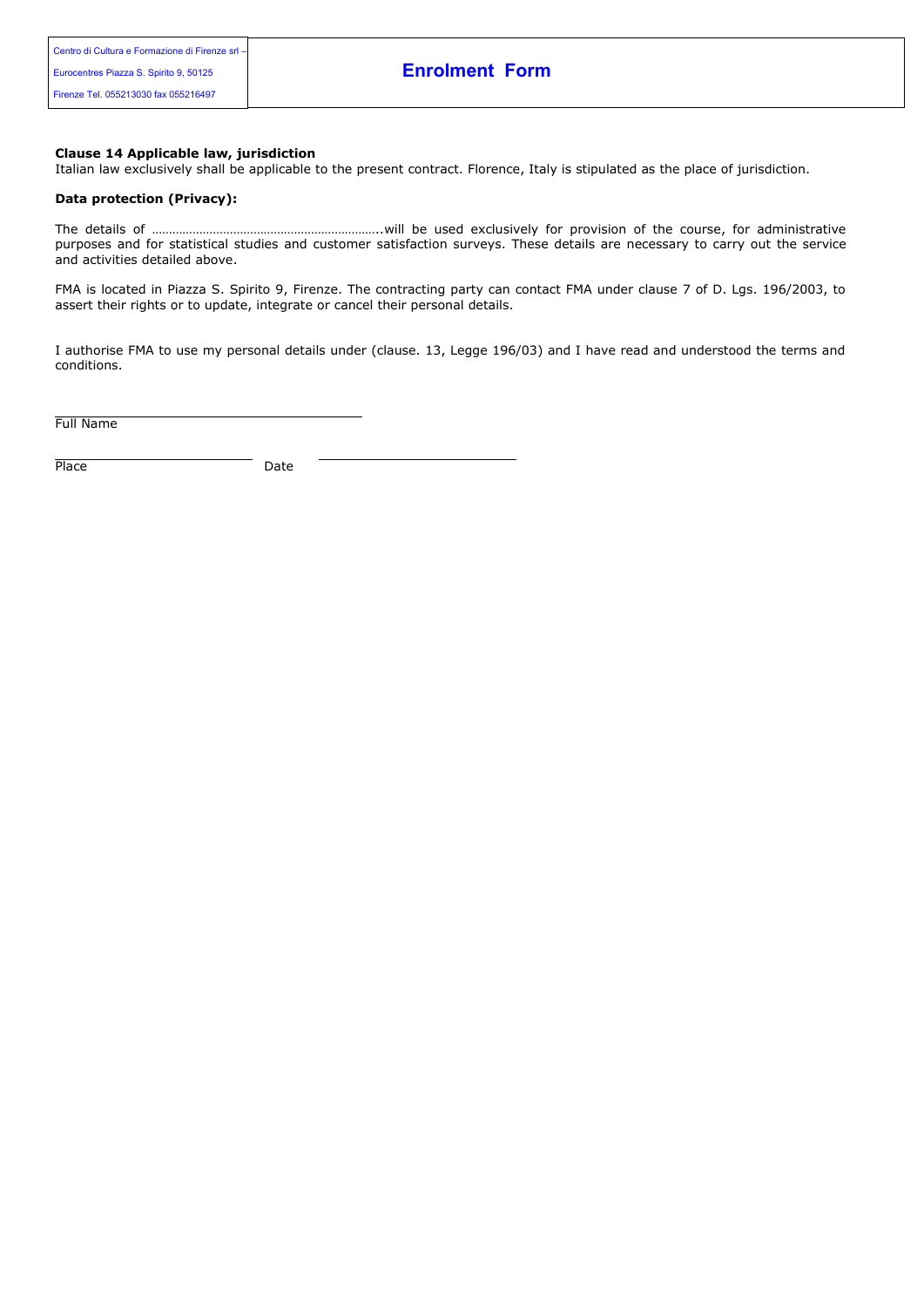Centro di Cultura e Formazione di Firenze srl –
Eurocentres Piazza S. Spirito 9, 50125
Firenze Tel. 055213030 fax 055216497

# Enrolment Form

**Clause 14 Applicable law, jurisdiction**
Italian law exclusively shall be applicable to the present contract. Florence, Italy is stipulated as the place of jurisdiction.

**Data protection (Privacy):**

The details of ………………………………………………………….will be used exclusively for provision of the course, for administrative purposes and for statistical studies and customer satisfaction surveys. These details are necessary to carry out the service and activities detailed above.

FMA is located in Piazza S. Spirito 9, Firenze. The contracting party can contact FMA under clause 7 of D. Lgs. 196/2003, to assert their rights or to update, integrate or cancel their personal details.

I authorise FMA to use my personal details under (clause. 13, Legge 196/03) and I have read and understood the terms and conditions.

\_\_\_\_\_\_\_\_\_\_\_\_\_\_\_\_\_\_\_\_\_\_\_\_\_\_\_\_\_\_\_\_\_\_\_\_\_\_\_\_
Full Name

\_\_\_\_\_\_\_\_\_\_\_\_\_\_\_\_\_\_\_\_\_\_\_\_\_\_ \_\_\_\_\_\_\_\_\_\_\_\_\_\_\_\_\_\_\_\_\_\_\_\_\_\_
Place Date